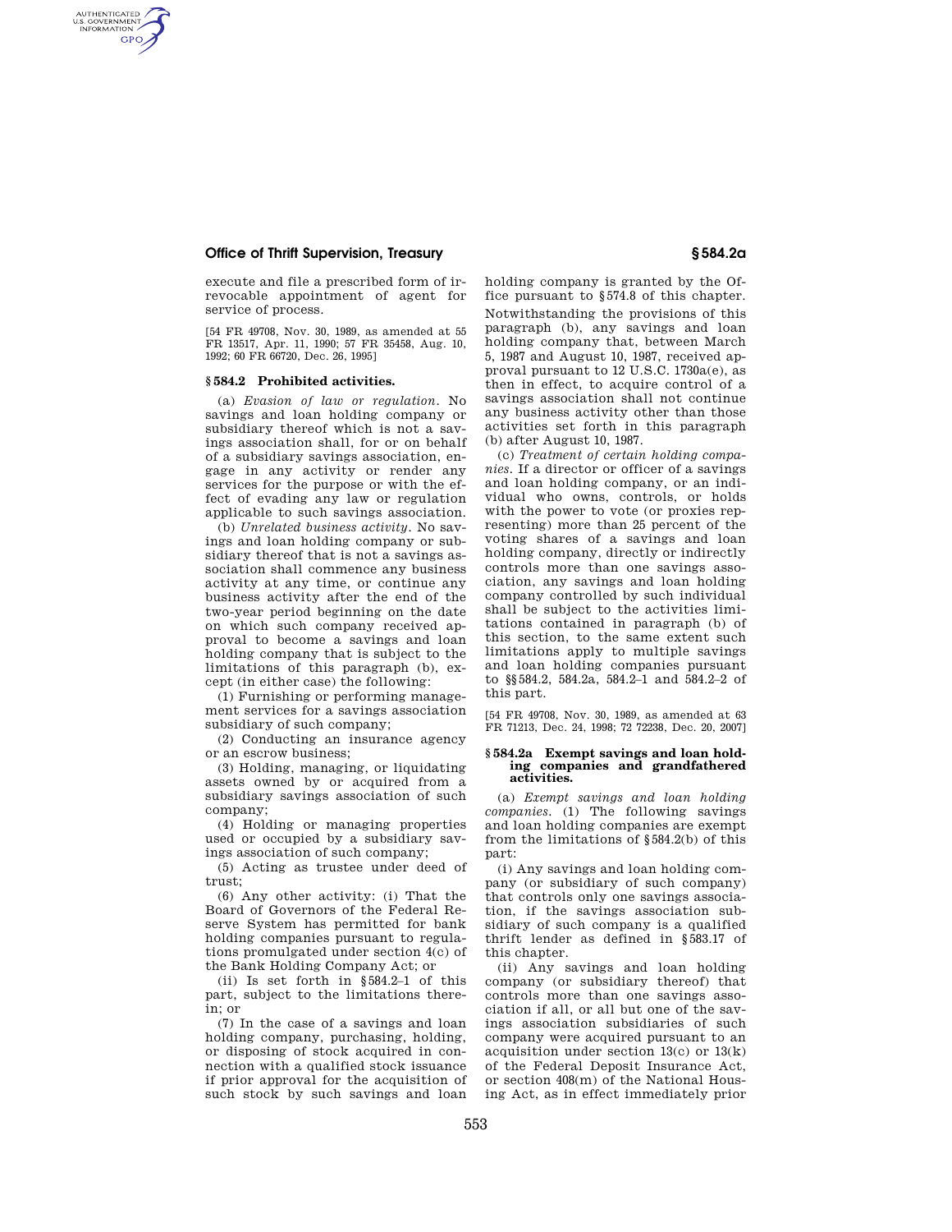execute and file a prescribed form of irrevocable appointment of agent for service of process.

[54 FR 49708, Nov. 30, 1989, as amended at 55 FR 13517, Apr. 11, 1990; 57 FR 35458, Aug. 10, 1992; 60 FR 66720, Dec. 26, 1995]

### § 584.2 Prohibited activities.

(a) *Evasion of law or regulation.* No savings and loan holding company or subsidiary thereof which is not a savings association shall, for or on behalf of a subsidiary savings association, engage in any activity or render any services for the purpose or with the effect of evading any law or regulation applicable to such savings association.

(b) *Unrelated business activity.* No savings and loan holding company or subsidiary thereof that is not a savings association shall commence any business activity at any time, or continue any business activity after the end of the two-year period beginning on the date on which such company received approval to become a savings and loan holding company that is subject to the limitations of this paragraph (b), except (in either case) the following:

(1) Furnishing or performing management services for a savings association subsidiary of such company;

(2) Conducting an insurance agency or an escrow business;

(3) Holding, managing, or liquidating assets owned by or acquired from a subsidiary savings association of such company;

(4) Holding or managing properties used or occupied by a subsidiary savings association of such company;

(5) Acting as trustee under deed of trust;

(6) Any other activity: (i) That the Board of Governors of the Federal Reserve System has permitted for bank holding companies pursuant to regulations promulgated under section 4(c) of the Bank Holding Company Act; or

(ii) Is set forth in §584.2–1 of this part, subject to the limitations therein; or

(7) In the case of a savings and loan holding company, purchasing, holding, or disposing of stock acquired in connection with a qualified stock issuance if prior approval for the acquisition of such stock by such savings and loan holding company is granted by the Office pursuant to §574.8 of this chapter.

Notwithstanding the provisions of this paragraph (b), any savings and loan holding company that, between March 5, 1987 and August 10, 1987, received approval pursuant to 12 U.S.C. 1730a(e), as then in effect, to acquire control of a savings association shall not continue any business activity other than those activities set forth in this paragraph (b) after August 10, 1987.

(c) *Treatment of certain holding companies.* If a director or officer of a savings and loan holding company, or an individual who owns, controls, or holds with the power to vote (or proxies representing) more than 25 percent of the voting shares of a savings and loan holding company, directly or indirectly controls more than one savings association, any savings and loan holding company controlled by such individual shall be subject to the activities limitations contained in paragraph (b) of this section, to the same extent such limitations apply to multiple savings and loan holding companies pursuant to §§584.2, 584.2a, 584.2–1 and 584.2–2 of this part.

[54 FR 49708, Nov. 30, 1989, as amended at 63 FR 71213, Dec. 24, 1998; 72 72238, Dec. 20, 2007]

### § 584.2a Exempt savings and loan holding companies and grandfathered activities.

(a) *Exempt savings and loan holding companies.* (1) The following savings and loan holding companies are exempt from the limitations of §584.2(b) of this part:

(i) Any savings and loan holding company (or subsidiary of such company) that controls only one savings association, if the savings association subsidiary of such company is a qualified thrift lender as defined in §583.17 of this chapter.

(ii) Any savings and loan holding company (or subsidiary thereof) that controls more than one savings association if all, or all but one of the savings association subsidiaries of such company were acquired pursuant to an acquisition under section 13(c) or 13(k) of the Federal Deposit Insurance Act, or section 408(m) of the National Housing Act, as in effect immediately prior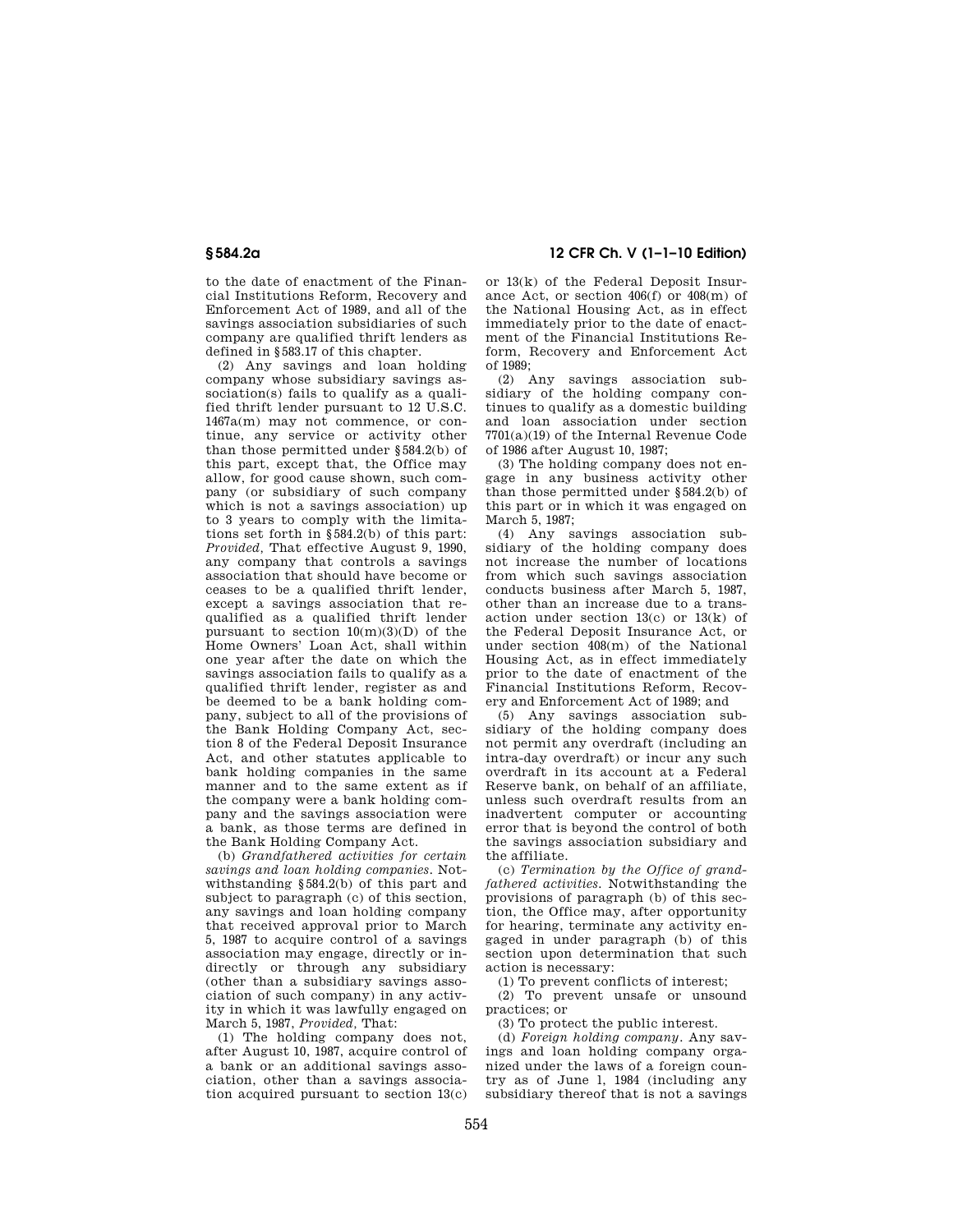to the date of enactment of the Financial Institutions Reform, Recovery and Enforcement Act of 1989, and all of the savings association subsidiaries of such company are qualified thrift lenders as defined in §583.17 of this chapter.

(2) Any savings and loan holding company whose subsidiary savings association(s) fails to qualify as a qualified thrift lender pursuant to 12 U.S.C. 1467a(m) may not commence, or continue, any service or activity other than those permitted under §584.2(b) of this part, except that, the Office may allow, for good cause shown, such company (or subsidiary of such company which is not a savings association) up to 3 years to comply with the limitations set forth in §584.2(b) of this part: *Provided,* That effective August 9, 1990, any company that controls a savings association that should have become or ceases to be a qualified thrift lender, except a savings association that requalified as a qualified thrift lender pursuant to section 10(m)(3)(D) of the Home Owners' Loan Act, shall within one year after the date on which the savings association fails to qualify as a qualified thrift lender, register as and be deemed to be a bank holding company, subject to all of the provisions of the Bank Holding Company Act, section 8 of the Federal Deposit Insurance Act, and other statutes applicable to bank holding companies in the same manner and to the same extent as if the company were a bank holding company and the savings association were a bank, as those terms are defined in the Bank Holding Company Act.

(b) *Grandfathered activities for certain savings and loan holding companies.* Notwithstanding §584.2(b) of this part and subject to paragraph (c) of this section, any savings and loan holding company that received approval prior to March 5, 1987 to acquire control of a savings association may engage, directly or indirectly or through any subsidiary (other than a subsidiary savings association of such company) in any activity in which it was lawfully engaged on March 5, 1987, *Provided,* That:

(1) The holding company does not, after August 10, 1987, acquire control of a bank or an additional savings association, other than a savings association acquired pursuant to section 13(c) or 13(k) of the Federal Deposit Insurance Act, or section 406(f) or 408(m) of the National Housing Act, as in effect immediately prior to the date of enactment of the Financial Institutions Reform, Recovery and Enforcement Act of 1989;

(2) Any savings association subsidiary of the holding company continues to qualify as a domestic building and loan association under section 7701(a)(19) of the Internal Revenue Code of 1986 after August 10, 1987;

(3) The holding company does not engage in any business activity other than those permitted under §584.2(b) of this part or in which it was engaged on March 5, 1987;

(4) Any savings association subsidiary of the holding company does not increase the number of locations from which such savings association conducts business after March 5, 1987, other than an increase due to a transaction under section 13(c) or 13(k) of the Federal Deposit Insurance Act, or under section 408(m) of the National Housing Act, as in effect immediately prior to the date of enactment of the Financial Institutions Reform, Recovery and Enforcement Act of 1989; and

(5) Any savings association subsidiary of the holding company does not permit any overdraft (including an intra-day overdraft) or incur any such overdraft in its account at a Federal Reserve bank, on behalf of an affiliate, unless such overdraft results from an inadvertent computer or accounting error that is beyond the control of both the savings association subsidiary and the affiliate.

(c) *Termination by the Office of grandfathered activities.* Notwithstanding the provisions of paragraph (b) of this section, the Office may, after opportunity for hearing, terminate any activity engaged in under paragraph (b) of this section upon determination that such action is necessary:

(1) To prevent conflicts of interest;

(2) To prevent unsafe or unsound practices; or

(3) To protect the public interest.

(d) *Foreign holding company.* Any savings and loan holding company organized under the laws of a foreign country as of June 1, 1984 (including any subsidiary thereof that is not a savings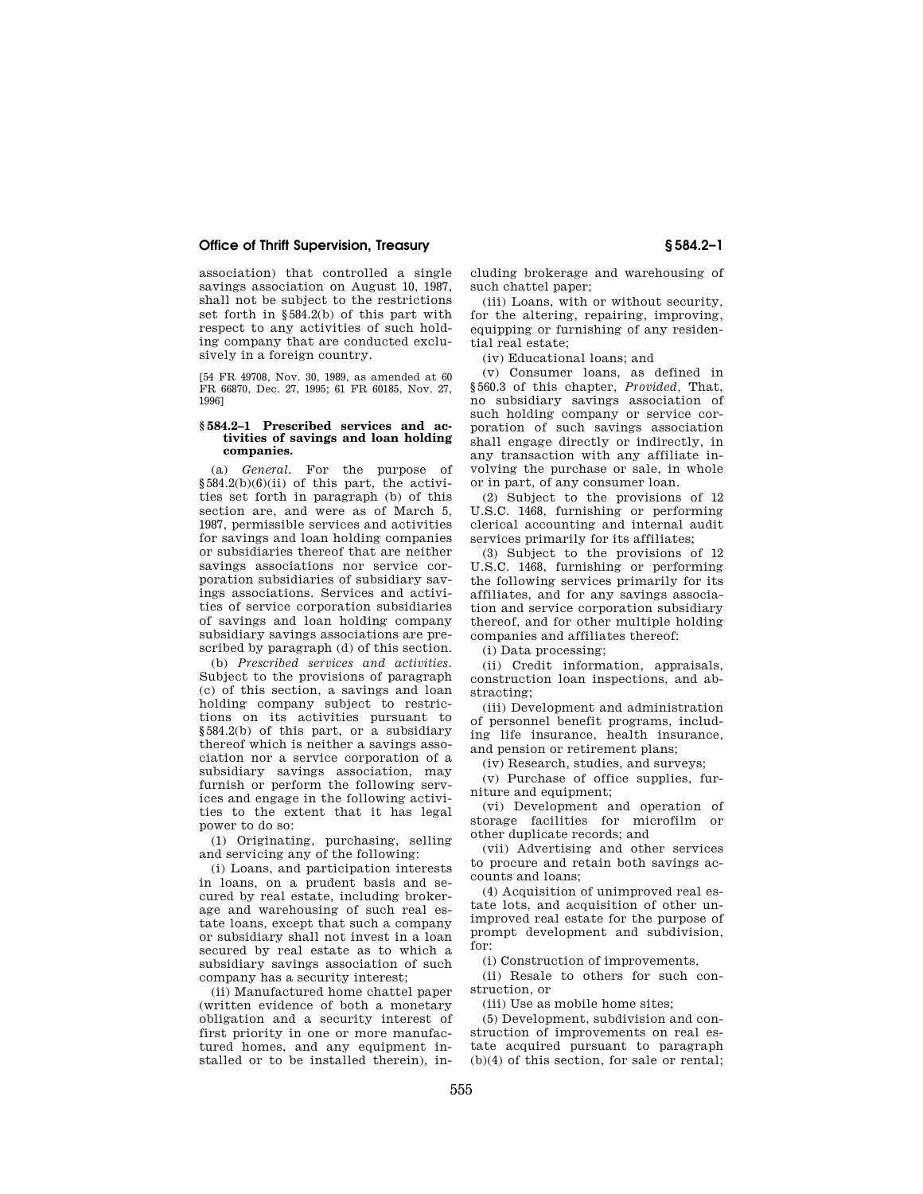association) that controlled a single savings association on August 10, 1987, shall not be subject to the restrictions set forth in §584.2(b) of this part with respect to any activities of such holding company that are conducted exclusively in a foreign country.

[54 FR 49708, Nov. 30, 1989, as amended at 60 FR 66870, Dec. 27, 1995; 61 FR 60185, Nov. 27, 1996]

### §584.2–1 Prescribed services and activities of savings and loan holding companies.

(a) *General.* For the purpose of §584.2(b)(6)(ii) of this part, the activities set forth in paragraph (b) of this section are, and were as of March 5, 1987, permissible services and activities for savings and loan holding companies or subsidiaries thereof that are neither savings associations nor service corporation subsidiaries of subsidiary savings associations. Services and activities of service corporation subsidiaries of savings and loan holding company subsidiary savings associations are prescribed by paragraph (d) of this section.

(b) *Prescribed services and activities.* Subject to the provisions of paragraph (c) of this section, a savings and loan holding company subject to restrictions on its activities pursuant to §584.2(b) of this part, or a subsidiary thereof which is neither a savings association nor a service corporation of a subsidiary savings association, may furnish or perform the following services and engage in the following activities to the extent that it has legal power to do so:

(1) Originating, purchasing, selling and servicing any of the following:

(i) Loans, and participation interests in loans, on a prudent basis and secured by real estate, including brokerage and warehousing of such real estate loans, except that such a company or subsidiary shall not invest in a loan secured by real estate as to which a subsidiary savings association of such company has a security interest;

(ii) Manufactured home chattel paper (written evidence of both a monetary obligation and a security interest of first priority in one or more manufactured homes, and any equipment installed or to be installed therein), including brokerage and warehousing of such chattel paper;

(iii) Loans, with or without security, for the altering, repairing, improving, equipping or furnishing of any residential real estate;

(iv) Educational loans; and

(v) Consumer loans, as defined in §560.3 of this chapter, *Provided*, That, no subsidiary savings association of such holding company or service corporation of such savings association shall engage directly or indirectly, in any transaction with any affiliate involving the purchase or sale, in whole or in part, of any consumer loan.

(2) Subject to the provisions of 12 U.S.C. 1468, furnishing or performing clerical accounting and internal audit services primarily for its affiliates;

(3) Subject to the provisions of 12 U.S.C. 1468, furnishing or performing the following services primarily for its affiliates, and for any savings association and service corporation subsidiary thereof, and for other multiple holding companies and affiliates thereof:

(i) Data processing;

(ii) Credit information, appraisals, construction loan inspections, and abstracting;

(iii) Development and administration of personnel benefit programs, including life insurance, health insurance, and pension or retirement plans;

(iv) Research, studies, and surveys;

(v) Purchase of office supplies, furniture and equipment;

(vi) Development and operation of storage facilities for microfilm or other duplicate records; and

(vii) Advertising and other services to procure and retain both savings accounts and loans;

(4) Acquisition of unimproved real estate lots, and acquisition of other unimproved real estate for the purpose of prompt development and subdivision, for:

(i) Construction of improvements,

(ii) Resale to others for such construction, or

(iii) Use as mobile home sites;

(5) Development, subdivision and construction of improvements on real estate acquired pursuant to paragraph (b)(4) of this section, for sale or rental;